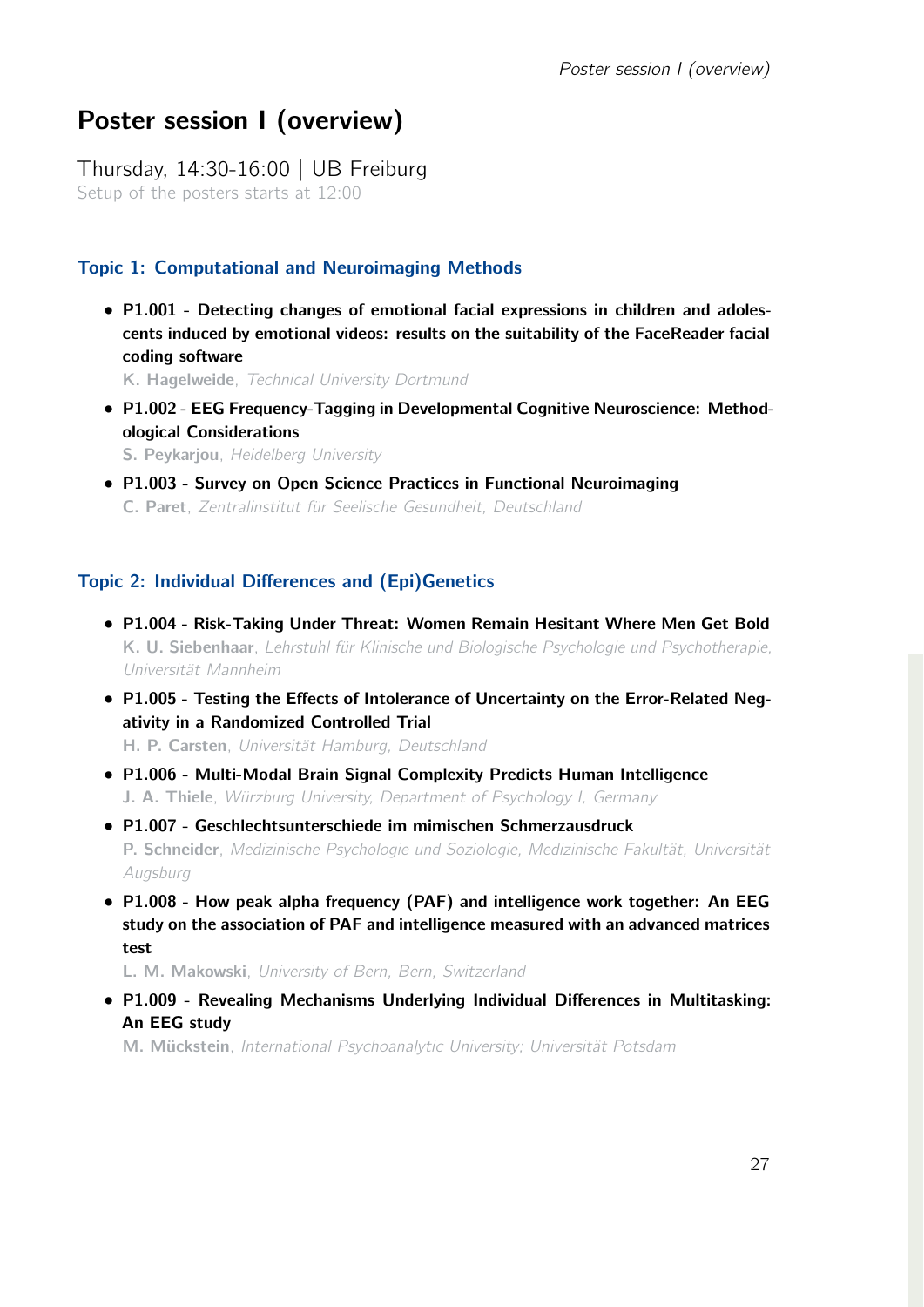# Poster session I (overview)

Thursday, 14:30-16:00 | UB Freiburg

Setup of the posters starts at 12:00

### Topic 1: Computational and Neuroimaging Methods

- **P1.001 - Detecting changes of emotional facial expressions in children and adolescents induced by emotional videos: results on the suitability of the FaceReader facial coding software**
  **K. Hagelweide**, *Technical University Dortmund*
- **P1.002 - EEG Frequency-Tagging in Developmental Cognitive Neuroscience: Methodological Considerations**
  **S. Peykarjou**, *Heidelberg University*
- **P1.003 - Survey on Open Science Practices in Functional Neuroimaging**
  **C. Paret**, *Zentralinstitut für Seelische Gesundheit, Deutschland*

### Topic 2: Individual Differences and (Epi)Genetics

- **P1.004 - Risk-Taking Under Threat: Women Remain Hesitant Where Men Get Bold**
  **K. U. Siebenhaar**, *Lehrstuhl für Klinische und Biologische Psychologie und Psychotherapie, Universität Mannheim*
- **P1.005 - Testing the Effects of Intolerance of Uncertainty on the Error-Related Negativity in a Randomized Controlled Trial**
  **H. P. Carsten**, *Universität Hamburg, Deutschland*
- **P1.006 - Multi-Modal Brain Signal Complexity Predicts Human Intelligence**
  **J. A. Thiele**, *Würzburg University, Department of Psychology I, Germany*
- **P1.007 - Geschlechtsunterschiede im mimischen Schmerzausdruck**
  **P. Schneider**, *Medizinische Psychologie und Soziologie, Medizinische Fakultät, Universität Augsburg*
- **P1.008 - How peak alpha frequency (PAF) and intelligence work together: An EEG study on the association of PAF and intelligence measured with an advanced matrices test**
  **L. M. Makowski**, *University of Bern, Bern, Switzerland*
- **P1.009 - Revealing Mechanisms Underlying Individual Differences in Multitasking: An EEG study**
  **M. Mückstein**, *International Psychoanalytic University; Universität Potsdam*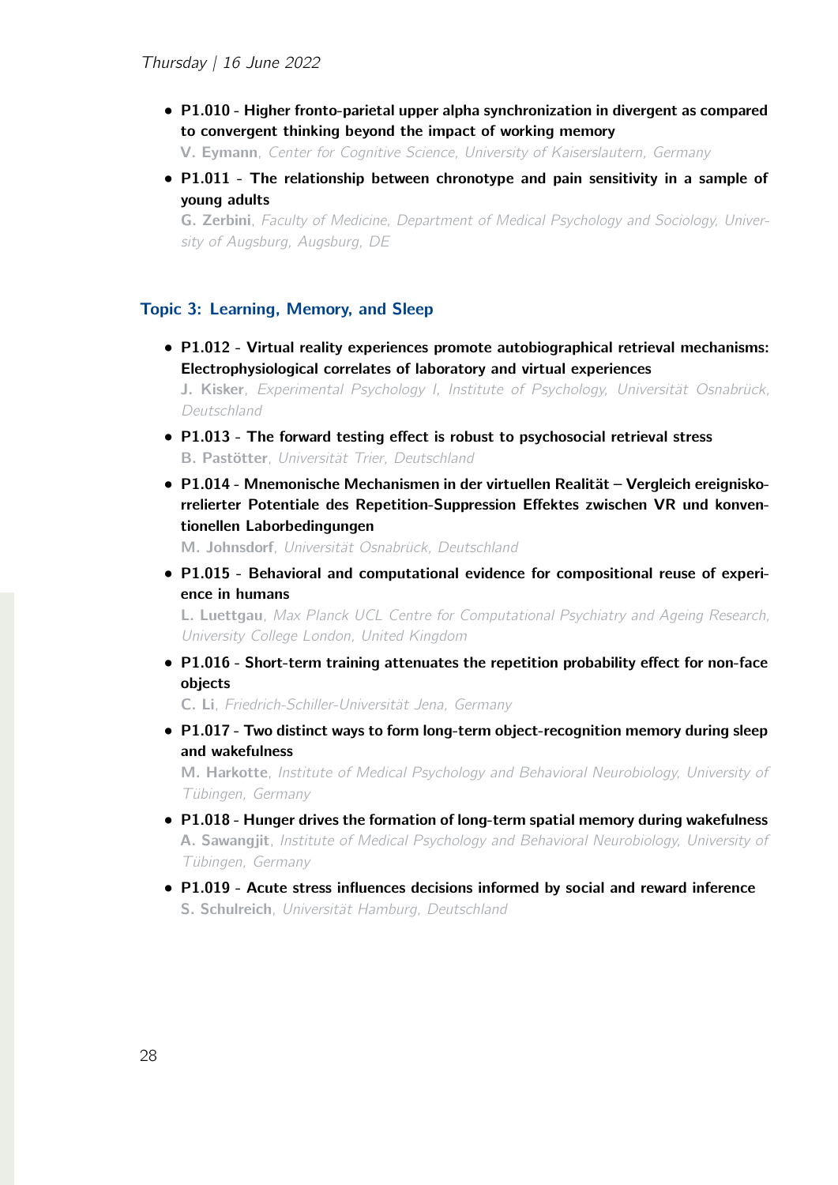- **P1.010 - Higher fronto-parietal upper alpha synchronization in divergent as compared to convergent thinking beyond the impact of working memory**
  **V. Eymann**, *Center for Cognitive Science, University of Kaiserslautern, Germany*
- **P1.011 - The relationship between chronotype and pain sensitivity in a sample of young adults**
  **G. Zerbini**, *Faculty of Medicine, Department of Medical Psychology and Sociology, University of Augsburg, Augsburg, DE*

## Topic 3: Learning, Memory, and Sleep

- **P1.012 - Virtual reality experiences promote autobiographical retrieval mechanisms: Electrophysiological correlates of laboratory and virtual experiences**
  **J. Kisker**, *Experimental Psychology I, Institute of Psychology, Universität Osnabrück, Deutschland*
- **P1.013 - The forward testing effect is robust to psychosocial retrieval stress**
  **B. Pastötter**, *Universität Trier, Deutschland*
- **P1.014 - Mnemonische Mechanismen in der virtuellen Realität – Vergleich ereigniskorrelierter Potentiale des Repetition-Suppression Effektes zwischen VR und konventionellen Laborbedingungen**
  **M. Johnsdorf**, *Universität Osnabrück, Deutschland*
- **P1.015 - Behavioral and computational evidence for compositional reuse of experience in humans**
  **L. Luettgau**, *Max Planck UCL Centre for Computational Psychiatry and Ageing Research, University College London, United Kingdom*
- **P1.016 - Short-term training attenuates the repetition probability effect for non-face objects**
  **C. Li**, *Friedrich-Schiller-Universität Jena, Germany*
- **P1.017 - Two distinct ways to form long-term object-recognition memory during sleep and wakefulness**
  **M. Harkotte**, *Institute of Medical Psychology and Behavioral Neurobiology, University of Tübingen, Germany*
- **P1.018 - Hunger drives the formation of long-term spatial memory during wakefulness**
  **A. Sawangjit**, *Institute of Medical Psychology and Behavioral Neurobiology, University of Tübingen, Germany*
- **P1.019 - Acute stress influences decisions informed by social and reward inference**
  **S. Schulreich**, *Universität Hamburg, Deutschland*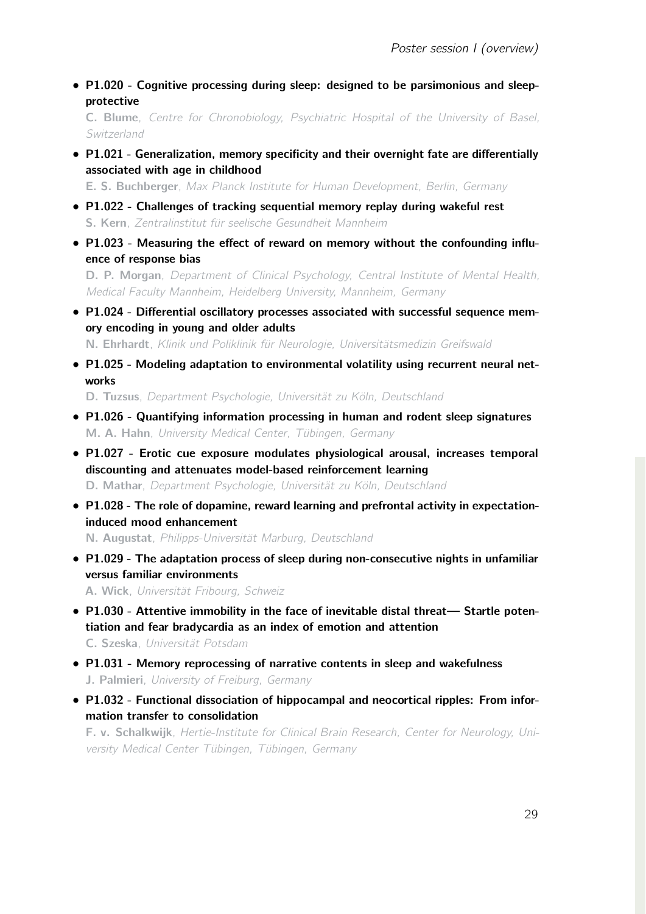- **P1.020 - Cognitive processing during sleep: designed to be parsimonious and sleep-protective**
  **C. Blume**, *Centre for Chronobiology, Psychiatric Hospital of the University of Basel, Switzerland*

- **P1.021 - Generalization, memory specificity and their overnight fate are differentially associated with age in childhood**
  **E. S. Buchberger**, *Max Planck Institute for Human Development, Berlin, Germany*

- **P1.022 - Challenges of tracking sequential memory replay during wakeful rest**
  **S. Kern**, *Zentralinstitut für seelische Gesundheit Mannheim*

- **P1.023 - Measuring the effect of reward on memory without the confounding influence of response bias**
  **D. P. Morgan**, *Department of Clinical Psychology, Central Institute of Mental Health, Medical Faculty Mannheim, Heidelberg University, Mannheim, Germany*

- **P1.024 - Differential oscillatory processes associated with successful sequence memory encoding in young and older adults**
  **N. Ehrhardt**, *Klinik und Poliklinik für Neurologie, Universitätsmedizin Greifswald*

- **P1.025 - Modeling adaptation to environmental volatility using recurrent neural networks**
  **D. Tuzsus**, *Department Psychologie, Universität zu Köln, Deutschland*

- **P1.026 - Quantifying information processing in human and rodent sleep signatures**
  **M. A. Hahn**, *University Medical Center, Tübingen, Germany*

- **P1.027 - Erotic cue exposure modulates physiological arousal, increases temporal discounting and attenuates model-based reinforcement learning**
  **D. Mathar**, *Department Psychologie, Universität zu Köln, Deutschland*

- **P1.028 - The role of dopamine, reward learning and prefrontal activity in expectation-induced mood enhancement**
  **N. Augustat**, *Philipps-Universität Marburg, Deutschland*

- **P1.029 - The adaptation process of sleep during non-consecutive nights in unfamiliar versus familiar environments**
  **A. Wick**, *Universität Fribourg, Schweiz*

- **P1.030 - Attentive immobility in the face of inevitable distal threat— Startle potentiation and fear bradycardia as an index of emotion and attention**
  **C. Szeska**, *Universität Potsdam*

- **P1.031 - Memory reprocessing of narrative contents in sleep and wakefulness**
  **J. Palmieri**, *University of Freiburg, Germany*

- **P1.032 - Functional dissociation of hippocampal and neocortical ripples: From information transfer to consolidation**
  **F. v. Schalkwijk**, *Hertie-Institute for Clinical Brain Research, Center for Neurology, University Medical Center Tübingen, Tübingen, Germany*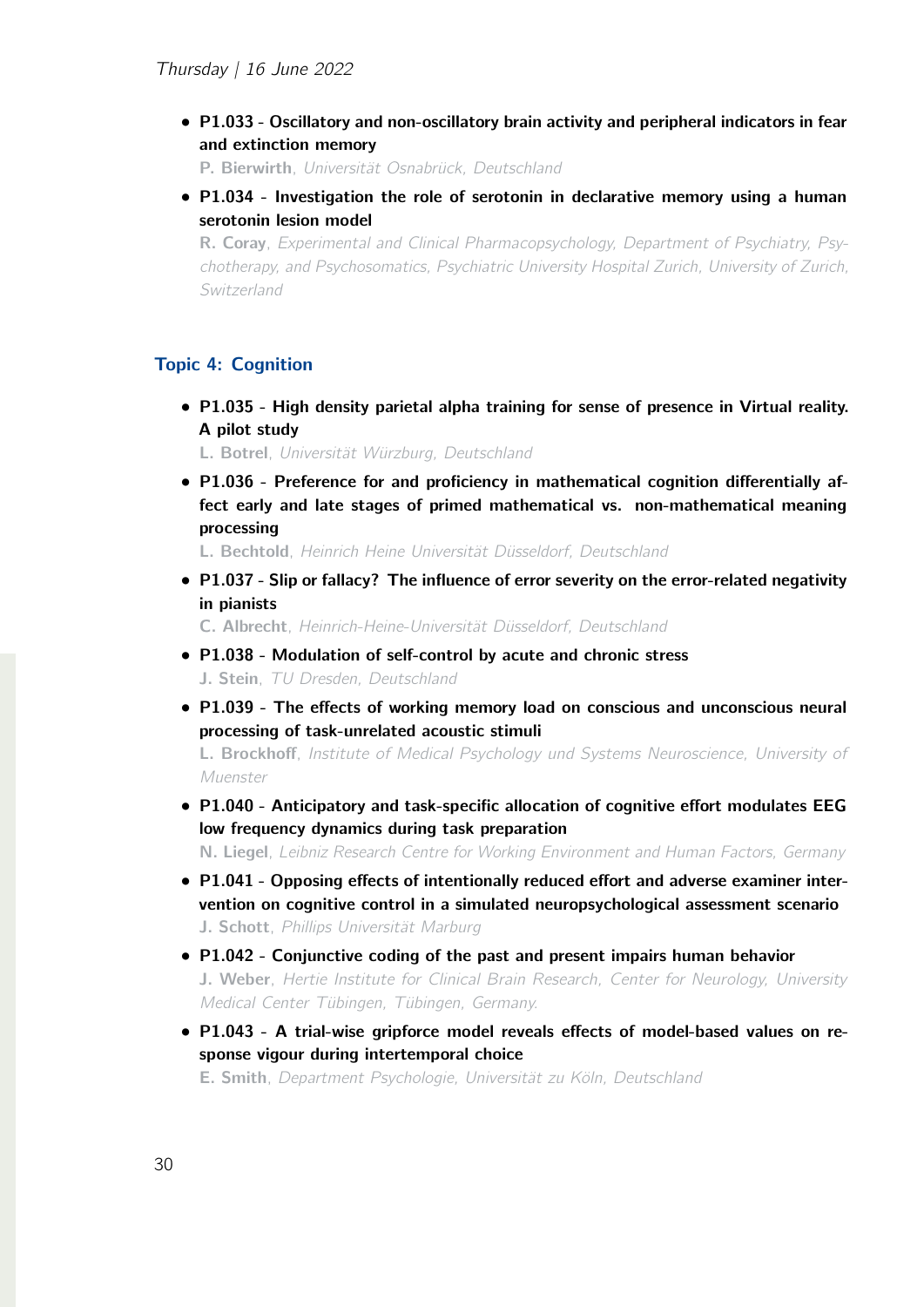- **P1.033 - Oscillatory and non-oscillatory brain activity and peripheral indicators in fear and extinction memory**
  **P. Bierwirth**, *Universität Osnabrück, Deutschland*

- **P1.034 - Investigation the role of serotonin in declarative memory using a human serotonin lesion model**
  **R. Coray**, *Experimental and Clinical Pharmacopsychology, Department of Psychiatry, Psychotherapy, and Psychosomatics, Psychiatric University Hospital Zurich, University of Zurich, Switzerland*

## Topic 4: Cognition

- **P1.035 - High density parietal alpha training for sense of presence in Virtual reality. A pilot study**
  **L. Botrel**, *Universität Würzburg, Deutschland*

- **P1.036 - Preference for and proficiency in mathematical cognition differentially affect early and late stages of primed mathematical vs. non-mathematical meaning processing**
  **L. Bechtold**, *Heinrich Heine Universität Düsseldorf, Deutschland*

- **P1.037 - Slip or fallacy? The influence of error severity on the error-related negativity in pianists**
  **C. Albrecht**, *Heinrich-Heine-Universität Düsseldorf, Deutschland*

- **P1.038 - Modulation of self-control by acute and chronic stress**
  **J. Stein**, *TU Dresden, Deutschland*

- **P1.039 - The effects of working memory load on conscious and unconscious neural processing of task-unrelated acoustic stimuli**
  **L. Brockhoff**, *Institute of Medical Psychology und Systems Neuroscience, University of Muenster*

- **P1.040 - Anticipatory and task-specific allocation of cognitive effort modulates EEG low frequency dynamics during task preparation**
  **N. Liegel**, *Leibniz Research Centre for Working Environment and Human Factors, Germany*

- **P1.041 - Opposing effects of intentionally reduced effort and adverse examiner intervention on cognitive control in a simulated neuropsychological assessment scenario**
  **J. Schott**, *Phillips Universität Marburg*

- **P1.042 - Conjunctive coding of the past and present impairs human behavior**
  **J. Weber**, *Hertie Institute for Clinical Brain Research, Center for Neurology, University Medical Center Tübingen, Tübingen, Germany.*

- **P1.043 - A trial-wise gripforce model reveals effects of model-based values on response vigour during intertemporal choice**
  **E. Smith**, *Department Psychologie, Universität zu Köln, Deutschland*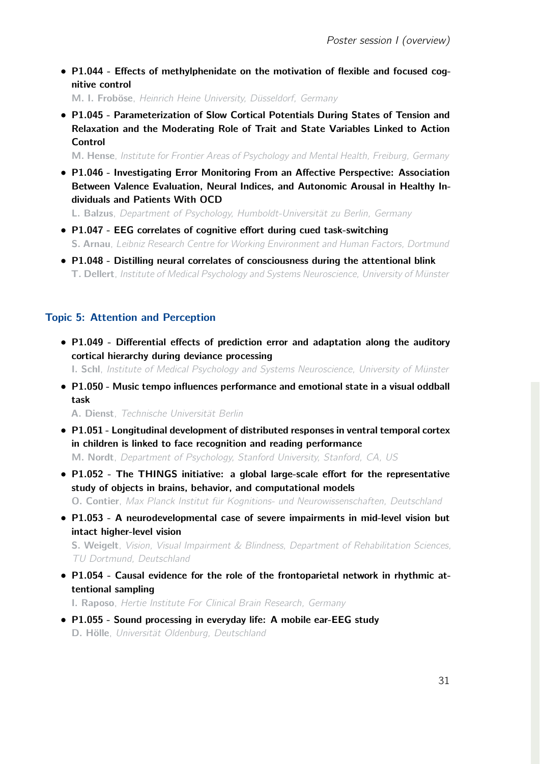- **P1.044 - Effects of methylphenidate on the motivation of flexible and focused cognitive control**
  **M. I. Froböse**, *Heinrich Heine University, Düsseldorf, Germany*
- **P1.045 - Parameterization of Slow Cortical Potentials During States of Tension and Relaxation and the Moderating Role of Trait and State Variables Linked to Action Control**
  **M. Hense**, *Institute for Frontier Areas of Psychology and Mental Health, Freiburg, Germany*
- **P1.046 - Investigating Error Monitoring From an Affective Perspective: Association Between Valence Evaluation, Neural Indices, and Autonomic Arousal in Healthy Individuals and Patients With OCD**
  **L. Balzus**, *Department of Psychology, Humboldt-Universität zu Berlin, Germany*
- **P1.047 - EEG correlates of cognitive effort during cued task-switching**
  **S. Arnau**, *Leibniz Research Centre for Working Environment and Human Factors, Dortmund*
- **P1.048 - Distilling neural correlates of consciousness during the attentional blink**
  **T. Dellert**, *Institute of Medical Psychology and Systems Neuroscience, University of Münster*

## Topic 5: Attention and Perception

- **P1.049 - Differential effects of prediction error and adaptation along the auditory cortical hierarchy during deviance processing**
  **I. Schl**, *Institute of Medical Psychology and Systems Neuroscience, University of Münster*
- **P1.050 - Music tempo influences performance and emotional state in a visual oddball task**
  **A. Dienst**, *Technische Universität Berlin*
- **P1.051 - Longitudinal development of distributed responses in ventral temporal cortex in children is linked to face recognition and reading performance**
  **M. Nordt**, *Department of Psychology, Stanford University, Stanford, CA, US*
- **P1.052 - The THINGS initiative: a global large-scale effort for the representative study of objects in brains, behavior, and computational models**
  **O. Contier**, *Max Planck Institut für Kognitions- und Neurowissenschaften, Deutschland*
- **P1.053 - A neurodevelopmental case of severe impairments in mid-level vision but intact higher-level vision**
  **S. Weigelt**, *Vision, Visual Impairment & Blindness, Department of Rehabilitation Sciences, TU Dortmund, Deutschland*
- **P1.054 - Causal evidence for the role of the frontoparietal network in rhythmic attentional sampling**
  **I. Raposo**, *Hertie Institute For Clinical Brain Research, Germany*
- **P1.055 - Sound processing in everyday life: A mobile ear-EEG study**
  **D. Hölle**, *Universität Oldenburg, Deutschland*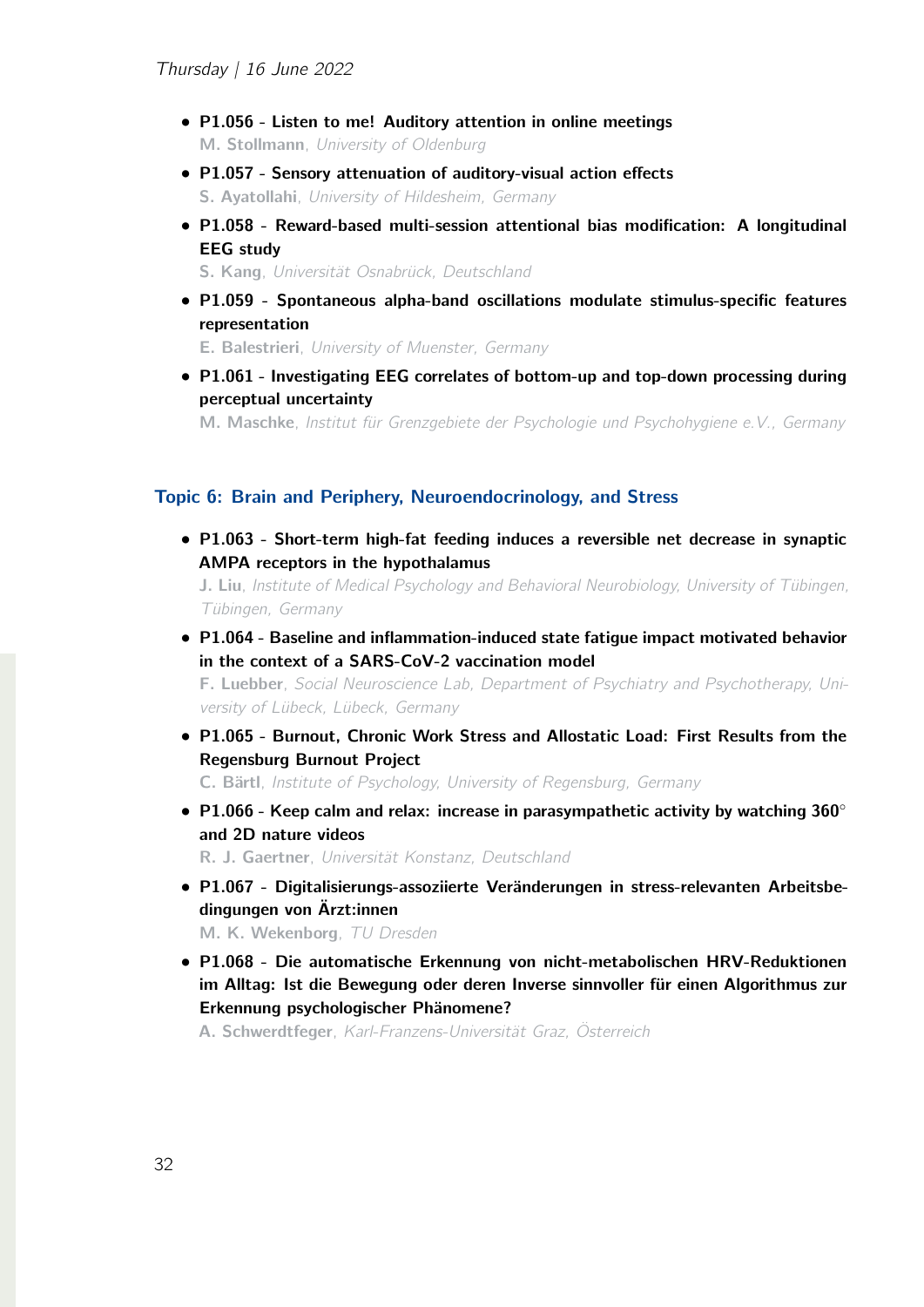- **P1.056 - Listen to me! Auditory attention in online meetings**
  **M. Stollmann**, *University of Oldenburg*
- **P1.057 - Sensory attenuation of auditory-visual action effects**
  **S. Ayatollahi**, *University of Hildesheim, Germany*
- **P1.058 - Reward-based multi-session attentional bias modification: A longitudinal EEG study**
  **S. Kang**, *Universität Osnabrück, Deutschland*
- **P1.059 - Spontaneous alpha-band oscillations modulate stimulus-specific features representation**
  **E. Balestrieri**, *University of Muenster, Germany*
- **P1.061 - Investigating EEG correlates of bottom-up and top-down processing during perceptual uncertainty**
  **M. Maschke**, *Institut für Grenzgebiete der Psychologie und Psychohygiene e.V., Germany*

## Topic 6: Brain and Periphery, Neuroendocrinology, and Stress

- **P1.063 - Short-term high-fat feeding induces a reversible net decrease in synaptic AMPA receptors in the hypothalamus**
  **J. Liu**, *Institute of Medical Psychology and Behavioral Neurobiology, University of Tübingen, Tübingen, Germany*
- **P1.064 - Baseline and inflammation-induced state fatigue impact motivated behavior in the context of a SARS-CoV-2 vaccination model**
  **F. Luebber**, *Social Neuroscience Lab, Department of Psychiatry and Psychotherapy, University of Lübeck, Lübeck, Germany*
- **P1.065 - Burnout, Chronic Work Stress and Allostatic Load: First Results from the Regensburg Burnout Project**
  **C. Bärtl**, *Institute of Psychology, University of Regensburg, Germany*
- **P1.066 - Keep calm and relax: increase in parasympathetic activity by watching 360° and 2D nature videos**
  **R. J. Gaertner**, *Universität Konstanz, Deutschland*
- **P1.067 - Digitalisierungs-assoziierte Veränderungen in stress-relevanten Arbeitsbedingungen von Ärzt:innen**
  **M. K. Wekenborg**, *TU Dresden*
- **P1.068 - Die automatische Erkennung von nicht-metabolischen HRV-Reduktionen im Alltag: Ist die Bewegung oder deren Inverse sinnvoller für einen Algorithmus zur Erkennung psychologischer Phänomene?**
  **A. Schwerdtfeger**, *Karl-Franzens-Universität Graz, Österreich*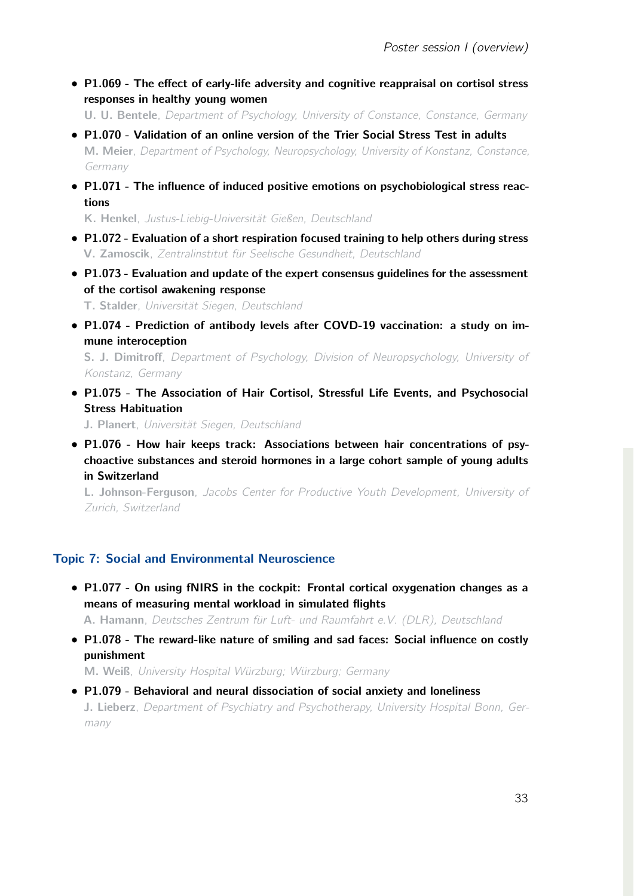- **P1.069 - The effect of early-life adversity and cognitive reappraisal on cortisol stress responses in healthy young women**
  **U. U. Bentele**, *Department of Psychology, University of Constance, Constance, Germany*
- **P1.070 - Validation of an online version of the Trier Social Stress Test in adults**
  **M. Meier**, *Department of Psychology, Neuropsychology, University of Konstanz, Constance, Germany*
- **P1.071 - The influence of induced positive emotions on psychobiological stress reactions**
  **K. Henkel**, *Justus-Liebig-Universität Gießen, Deutschland*
- **P1.072 - Evaluation of a short respiration focused training to help others during stress**
  **V. Zamoscik**, *Zentralinstitut für Seelische Gesundheit, Deutschland*
- **P1.073 - Evaluation and update of the expert consensus guidelines for the assessment of the cortisol awakening response**
  **T. Stalder**, *Universität Siegen, Deutschland*
- **P1.074 - Prediction of antibody levels after COVD-19 vaccination: a study on immune interoception**
  **S. J. Dimitroff**, *Department of Psychology, Division of Neuropsychology, University of Konstanz, Germany*
- **P1.075 - The Association of Hair Cortisol, Stressful Life Events, and Psychosocial Stress Habituation**
  **J. Planert**, *Universität Siegen, Deutschland*
- **P1.076 - How hair keeps track: Associations between hair concentrations of psychoactive substances and steroid hormones in a large cohort sample of young adults in Switzerland**
  **L. Johnson-Ferguson**, *Jacobs Center for Productive Youth Development, University of Zurich, Switzerland*

## Topic 7: Social and Environmental Neuroscience

- **P1.077 - On using fNIRS in the cockpit: Frontal cortical oxygenation changes as a means of measuring mental workload in simulated flights**
  **A. Hamann**, *Deutsches Zentrum für Luft- und Raumfahrt e.V. (DLR), Deutschland*
- **P1.078 - The reward-like nature of smiling and sad faces: Social influence on costly punishment**
  **M. Weiß**, *University Hospital Würzburg; Würzburg; Germany*
- **P1.079 - Behavioral and neural dissociation of social anxiety and loneliness**
  **J. Lieberz**, *Department of Psychiatry and Psychotherapy, University Hospital Bonn, Germany*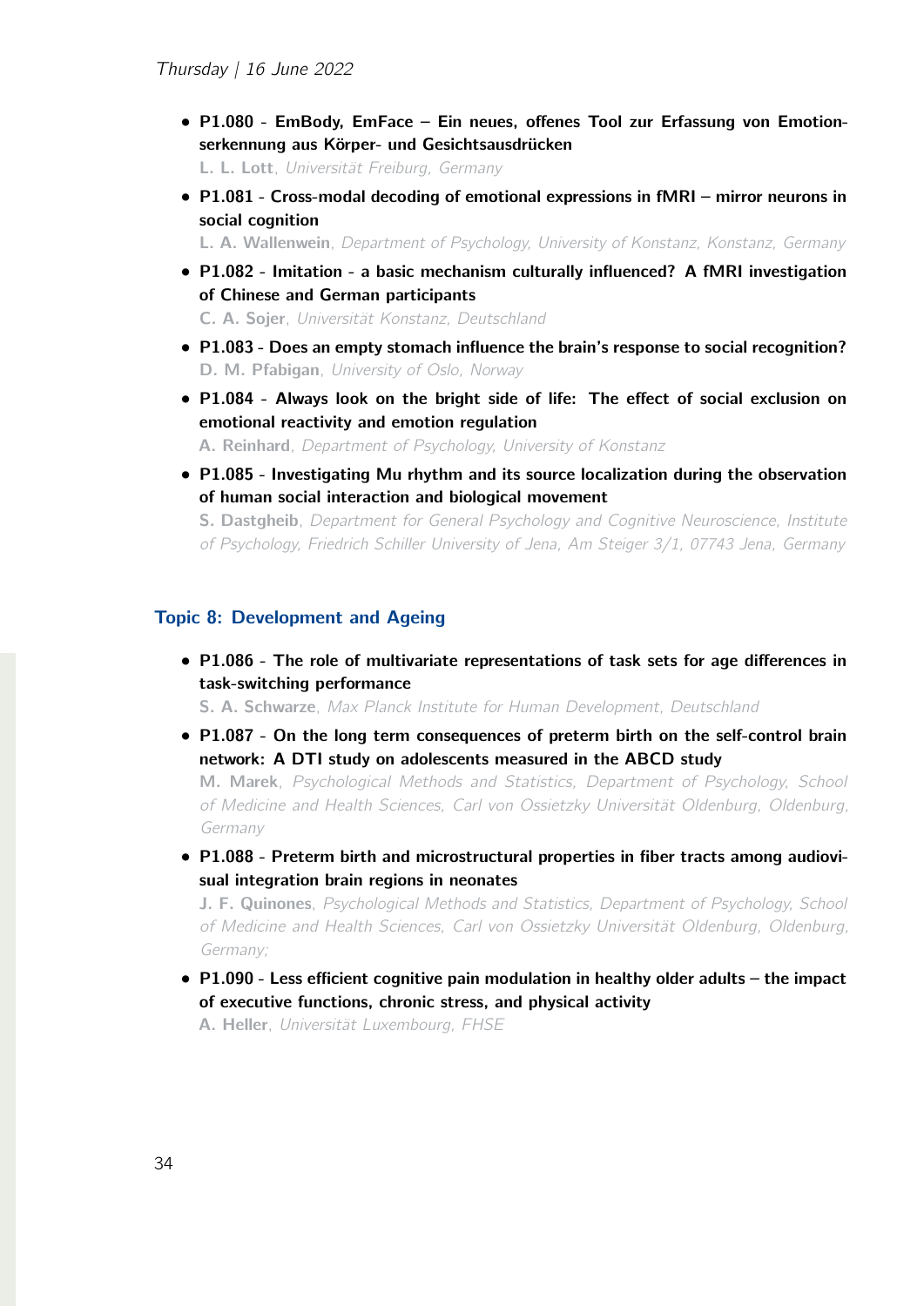- **P1.080 - EmBody, EmFace – Ein neues, offenes Tool zur Erfassung von Emotionserkennung aus Körper- und Gesichtsausdrücken**
  **L. L. Lott**, *Universität Freiburg, Germany*
- **P1.081 - Cross-modal decoding of emotional expressions in fMRI – mirror neurons in social cognition**
  **L. A. Wallenwein**, *Department of Psychology, University of Konstanz, Konstanz, Germany*
- **P1.082 - Imitation - a basic mechanism culturally influenced? A fMRI investigation of Chinese and German participants**
  **C. A. Sojer**, *Universität Konstanz, Deutschland*
- **P1.083 - Does an empty stomach influence the brain's response to social recognition?**
  **D. M. Pfabigan**, *University of Oslo, Norway*
- **P1.084 - Always look on the bright side of life: The effect of social exclusion on emotional reactivity and emotion regulation**
  **A. Reinhard**, *Department of Psychology, University of Konstanz*
- **P1.085 - Investigating Mu rhythm and its source localization during the observation of human social interaction and biological movement**
  **S. Dastgheib**, *Department for General Psychology and Cognitive Neuroscience, Institute of Psychology, Friedrich Schiller University of Jena, Am Steiger 3/1, 07743 Jena, Germany*

### Topic 8: Development and Ageing

- **P1.086 - The role of multivariate representations of task sets for age differences in task-switching performance**
  **S. A. Schwarze**, *Max Planck Institute for Human Development, Deutschland*
- **P1.087 - On the long term consequences of preterm birth on the self-control brain network: A DTI study on adolescents measured in the ABCD study**
  **M. Marek**, *Psychological Methods and Statistics, Department of Psychology, School of Medicine and Health Sciences, Carl von Ossietzky Universität Oldenburg, Oldenburg, Germany*
- **P1.088 - Preterm birth and microstructural properties in fiber tracts among audiovisual integration brain regions in neonates**
  **J. F. Quinones**, *Psychological Methods and Statistics, Department of Psychology, School of Medicine and Health Sciences, Carl von Ossietzky Universität Oldenburg, Oldenburg, Germany;*
- **P1.090 - Less efficient cognitive pain modulation in healthy older adults – the impact of executive functions, chronic stress, and physical activity**
  **A. Heller**, *Universität Luxembourg, FHSE*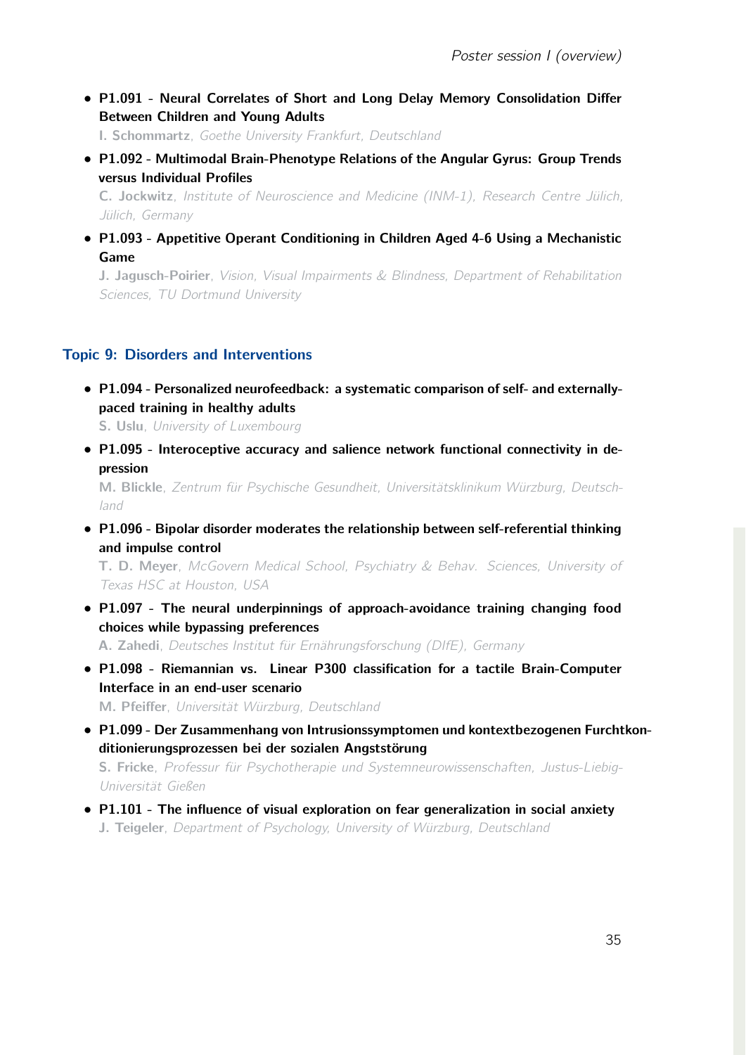- **P1.091 - Neural Correlates of Short and Long Delay Memory Consolidation Differ Between Children and Young Adults**
  **I. Schommartz**, *Goethe University Frankfurt, Deutschland*

- **P1.092 - Multimodal Brain-Phenotype Relations of the Angular Gyrus: Group Trends versus Individual Profiles**
  **C. Jockwitz**, *Institute of Neuroscience and Medicine (INM-1), Research Centre Jülich, Jülich, Germany*

- **P1.093 - Appetitive Operant Conditioning in Children Aged 4-6 Using a Mechanistic Game**
  **J. Jagusch-Poirier**, *Vision, Visual Impairments & Blindness, Department of Rehabilitation Sciences, TU Dortmund University*

## Topic 9: Disorders and Interventions

- **P1.094 - Personalized neurofeedback: a systematic comparison of self- and externally-paced training in healthy adults**
  **S. Uslu**, *University of Luxembourg*

- **P1.095 - Interoceptive accuracy and salience network functional connectivity in depression**
  **M. Blickle**, *Zentrum für Psychische Gesundheit, Universitätsklinikum Würzburg, Deutschland*

- **P1.096 - Bipolar disorder moderates the relationship between self-referential thinking and impulse control**
  **T. D. Meyer**, *McGovern Medical School, Psychiatry & Behav. Sciences, University of Texas HSC at Houston, USA*

- **P1.097 - The neural underpinnings of approach-avoidance training changing food choices while bypassing preferences**
  **A. Zahedi**, *Deutsches Institut für Ernährungsforschung (DIfE), Germany*

- **P1.098 - Riemannian vs. Linear P300 classification for a tactile Brain-Computer Interface in an end-user scenario**
  **M. Pfeiffer**, *Universität Würzburg, Deutschland*

- **P1.099 - Der Zusammenhang von Intrusionssymptomen und kontextbezogenen Furchtkonditionierungsprozessen bei der sozialen Angststörung**
  **S. Fricke**, *Professur für Psychotherapie und Systemneurowissenschaften, Justus-Liebig-Universität Gießen*

- **P1.101 - The influence of visual exploration on fear generalization in social anxiety**
  **J. Teigeler**, *Department of Psychology, University of Würzburg, Deutschland*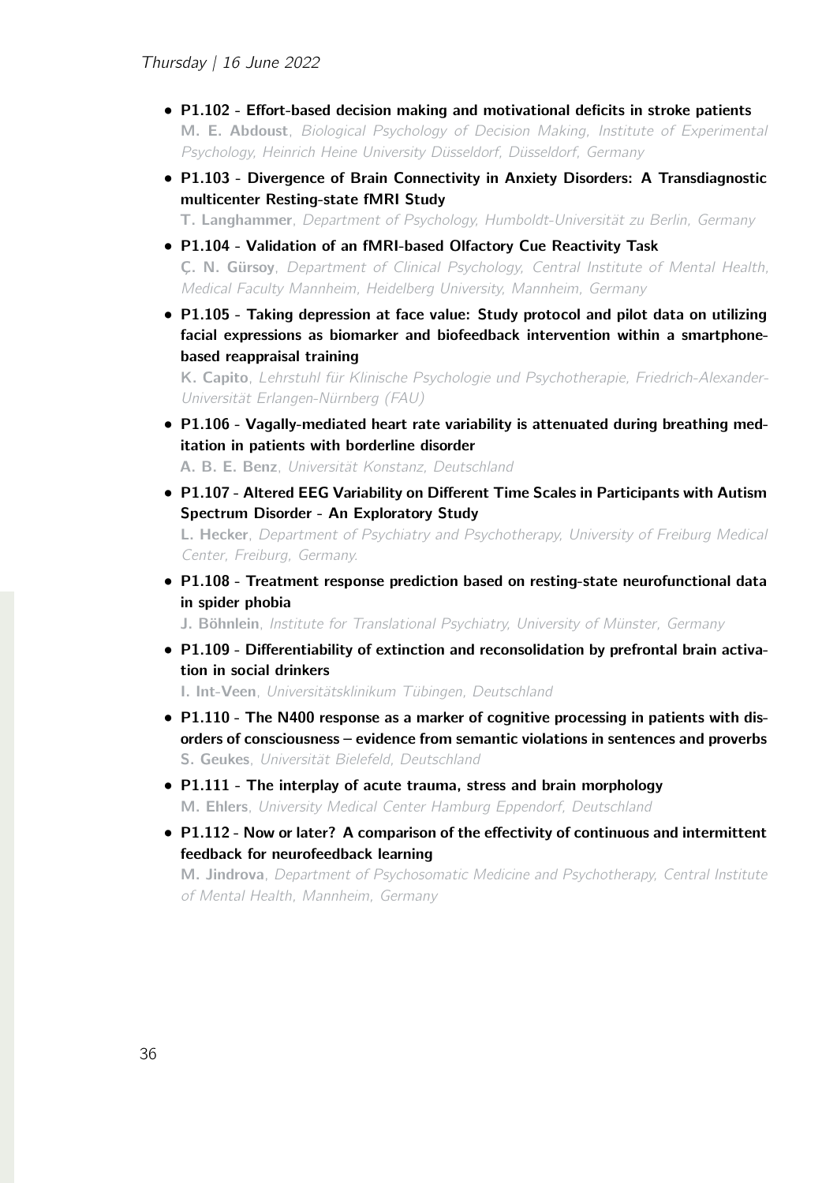- **P1.102 - Effort-based decision making and motivational deficits in stroke patients**
  **M. E. Abdoust**, *Biological Psychology of Decision Making, Institute of Experimental Psychology, Heinrich Heine University Düsseldorf, Düsseldorf, Germany*
- **P1.103 - Divergence of Brain Connectivity in Anxiety Disorders: A Transdiagnostic multicenter Resting-state fMRI Study**
  **T. Langhammer**, *Department of Psychology, Humboldt-Universität zu Berlin, Germany*
- **P1.104 - Validation of an fMRI-based Olfactory Cue Reactivity Task**
  **Ç. N. Gürsoy**, *Department of Clinical Psychology, Central Institute of Mental Health, Medical Faculty Mannheim, Heidelberg University, Mannheim, Germany*
- **P1.105 - Taking depression at face value: Study protocol and pilot data on utilizing facial expressions as biomarker and biofeedback intervention within a smartphone-based reappraisal training**
  **K. Capito**, *Lehrstuhl für Klinische Psychologie und Psychotherapie, Friedrich-Alexander-Universität Erlangen-Nürnberg (FAU)*
- **P1.106 - Vagally-mediated heart rate variability is attenuated during breathing meditation in patients with borderline disorder**
  **A. B. E. Benz**, *Universität Konstanz, Deutschland*
- **P1.107 - Altered EEG Variability on Different Time Scales in Participants with Autism Spectrum Disorder - An Exploratory Study**
  **L. Hecker**, *Department of Psychiatry and Psychotherapy, University of Freiburg Medical Center, Freiburg, Germany.*
- **P1.108 - Treatment response prediction based on resting-state neurofunctional data in spider phobia**
  **J. Böhnlein**, *Institute for Translational Psychiatry, University of Münster, Germany*
- **P1.109 - Differentiability of extinction and reconsolidation by prefrontal brain activation in social drinkers**
  **I. Int-Veen**, *Universitätsklinikum Tübingen, Deutschland*
- **P1.110 - The N400 response as a marker of cognitive processing in patients with disorders of consciousness – evidence from semantic violations in sentences and proverbs**
  **S. Geukes**, *Universität Bielefeld, Deutschland*
- **P1.111 - The interplay of acute trauma, stress and brain morphology**
  **M. Ehlers**, *University Medical Center Hamburg Eppendorf, Deutschland*
- **P1.112 - Now or later? A comparison of the effectivity of continuous and intermittent feedback for neurofeedback learning**
  **M. Jindrova**, *Department of Psychosomatic Medicine and Psychotherapy, Central Institute of Mental Health, Mannheim, Germany*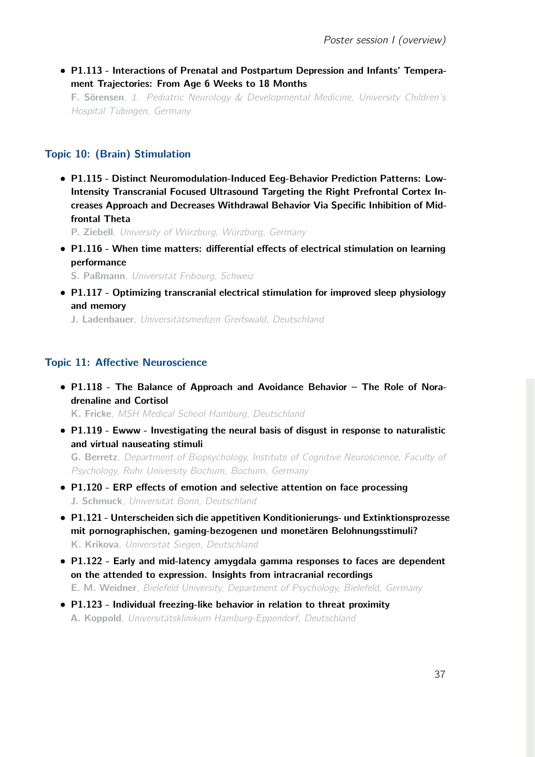- **P1.113 - Interactions of Prenatal and Postpartum Depression and Infants' Temperament Trajectories: From Age 6 Weeks to 18 Months**
  **F. Sörensen**, *1. Pediatric Neurology & Developmental Medicine, University Children's Hospital Tübingen, Germany*

## Topic 10: (Brain) Stimulation

- **P1.115 - Distinct Neuromodulation-Induced Eeg-Behavior Prediction Patterns: Low-Intensity Transcranial Focused Ultrasound Targeting the Right Prefrontal Cortex Increases Approach and Decreases Withdrawal Behavior Via Specific Inhibition of Mid-frontal Theta**
  **P. Ziebell**, *University of Würzburg, Würzburg, Germany*
- **P1.116 - When time matters: differential effects of electrical stimulation on learning performance**
  **S. Paßmann**, *Universität Fribourg, Schweiz*
- **P1.117 - Optimizing transcranial electrical stimulation for improved sleep physiology and memory**
  **J. Ladenbauer**, *Universitätsmedizin Greifswald, Deutschland*

## Topic 11: Affective Neuroscience

- **P1.118 - The Balance of Approach and Avoidance Behavior – The Role of Noradrenaline and Cortisol**
  **K. Fricke**, *MSH Medical School Hamburg, Deutschland*
- **P1.119 - Ewww - Investigating the neural basis of disgust in response to naturalistic and virtual nauseating stimuli**
  **G. Berretz**, *Department of Biopsychology, Institute of Cognitive Neuroscience, Faculty of Psychology, Ruhr University Bochum, Bochum, Germany*
- **P1.120 - ERP effects of emotion and selective attention on face processing**
  **J. Schmuck**, *Universität Bonn, Deutschland*
- **P1.121 - Unterscheiden sich die appetitiven Konditionierungs- und Extinktionsprozesse mit pornographischen, gaming-bezogenen und monetären Belohnungsstimuli?**
  **K. Krikova**, *Universität Siegen, Deutschland*
- **P1.122 - Early and mid-latency amygdala gamma responses to faces are dependent on the attended to expression. Insights from intracranial recordings**
  **E. M. Weidner**, *Bielefeld University, Department of Psychology, Bielefeld, Germany*
- **P1.123 - Individual freezing-like behavior in relation to threat proximity**
  **A. Koppold**, *Universitätsklinikum Hamburg-Eppendorf, Deutschland*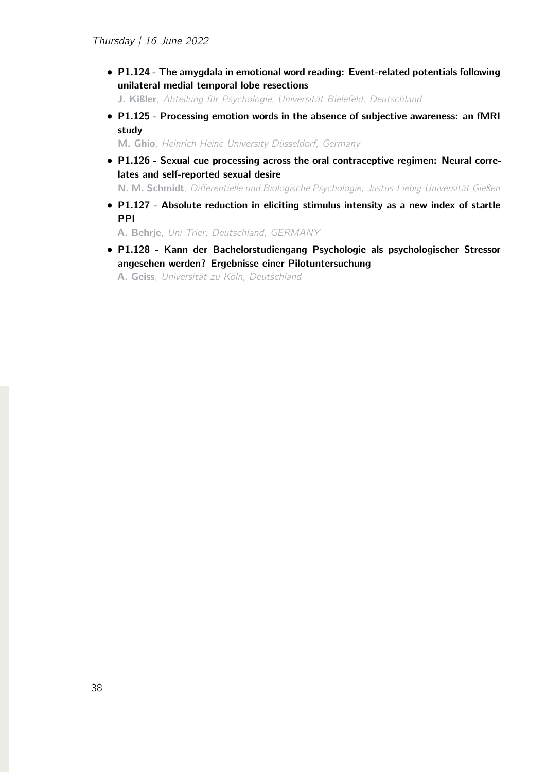- **P1.124 - The amygdala in emotional word reading: Event-related potentials following unilateral medial temporal lobe resections**
  **J. Kißler**, *Abteilung für Psychologie, Universität Bielefeld, Deutschland*
- **P1.125 - Processing emotion words in the absence of subjective awareness: an fMRI study**
  **M. Ghio**, *Heinrich Heine University Düsseldorf, Germany*
- **P1.126 - Sexual cue processing across the oral contraceptive regimen: Neural correlates and self-reported sexual desire**
  **N. M. Schmidt**, *Differentielle und Biologische Psychologie, Justus-Liebig-Universität Gießen*
- **P1.127 - Absolute reduction in eliciting stimulus intensity as a new index of startle PPI**
  **A. Behrje**, *Uni Trier, Deutschland, GERMANY*
- **P1.128 - Kann der Bachelorstudiengang Psychologie als psychologischer Stressor angesehen werden? Ergebnisse einer Pilotuntersuchung**
  **A. Geiss**, *Universität zu Köln, Deutschland*